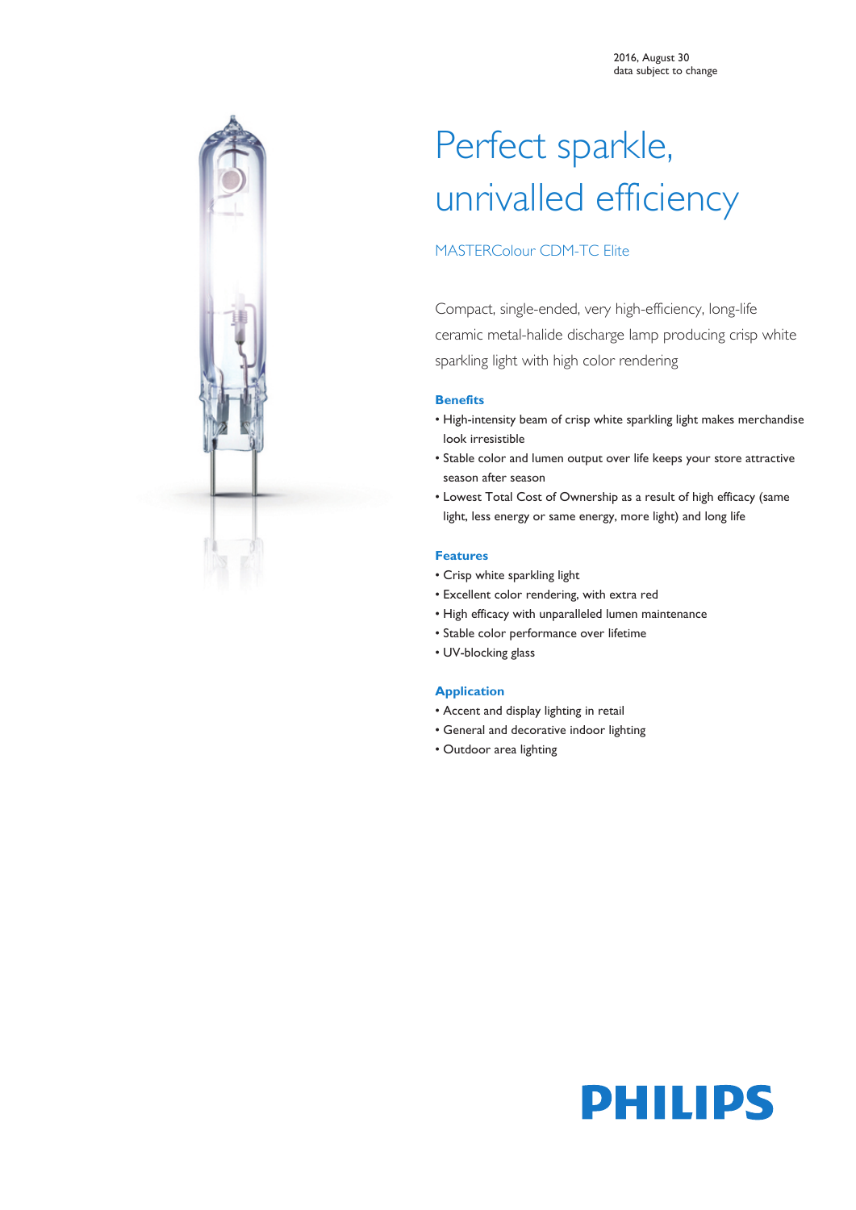2016, August 30
data subject to change

# Perfect sparkle, unrivalled efficiency

## MASTERColour CDM-TC Elite

Compact, single-ended, very high-efficiency, long-life ceramic metal-halide discharge lamp producing crisp white sparkling light with high color rendering

### Benefits

- High-intensity beam of crisp white sparkling light makes merchandise look irresistible
- Stable color and lumen output over life keeps your store attractive season after season
- Lowest Total Cost of Ownership as a result of high efficacy (same light, less energy or same energy, more light) and long life

### Features

- Crisp white sparkling light
- Excellent color rendering, with extra red
- High efficacy with unparalleled lumen maintenance
- Stable color performance over lifetime
- UV-blocking glass

### Application

- Accent and display lighting in retail
- General and decorative indoor lighting
- Outdoor area lighting

PHILIPS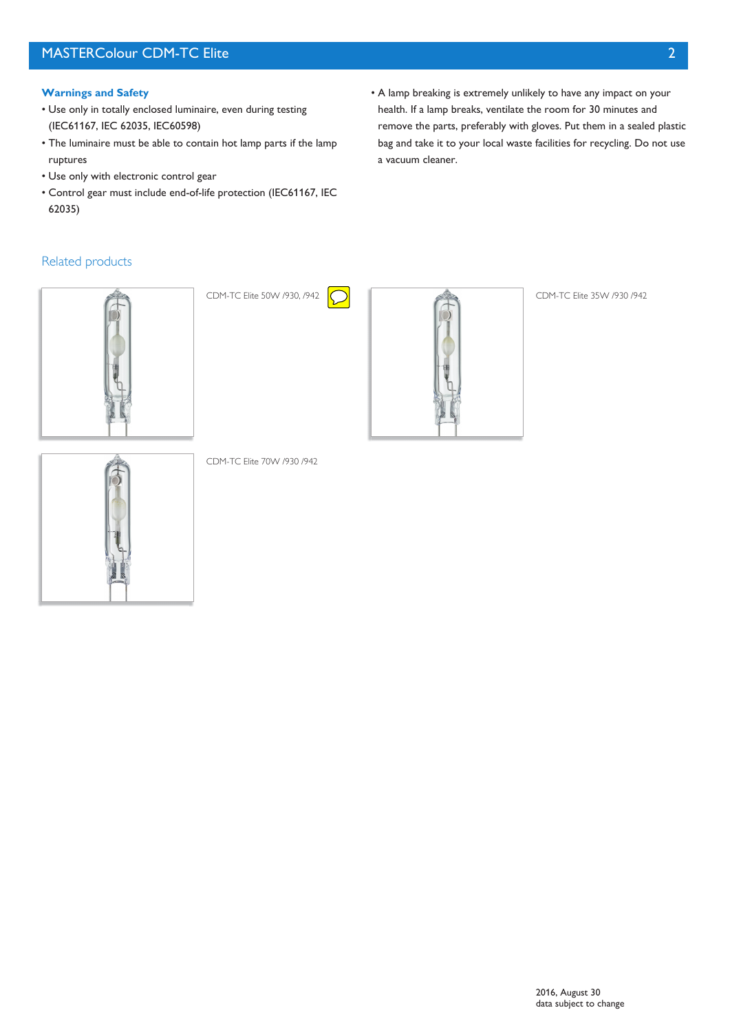## Warnings and Safety

- Use only in totally enclosed luminaire, even during testing (IEC61167, IEC 62035, IEC60598)
- The luminaire must be able to contain hot lamp parts if the lamp ruptures
- Use only with electronic control gear
- Control gear must include end-of-life protection (IEC61167, IEC 62035)
- A lamp breaking is extremely unlikely to have any impact on your health. If a lamp breaks, ventilate the room for 30 minutes and remove the parts, preferably with gloves. Put them in a sealed plastic bag and take it to your local waste facilities for recycling. Do not use a vacuum cleaner.

## Related products

CDM-TC Elite 50W /930, /942

CDM-TC Elite 35W /930 /942

CDM-TC Elite 70W /930 /942

2016, August 30
data subject to change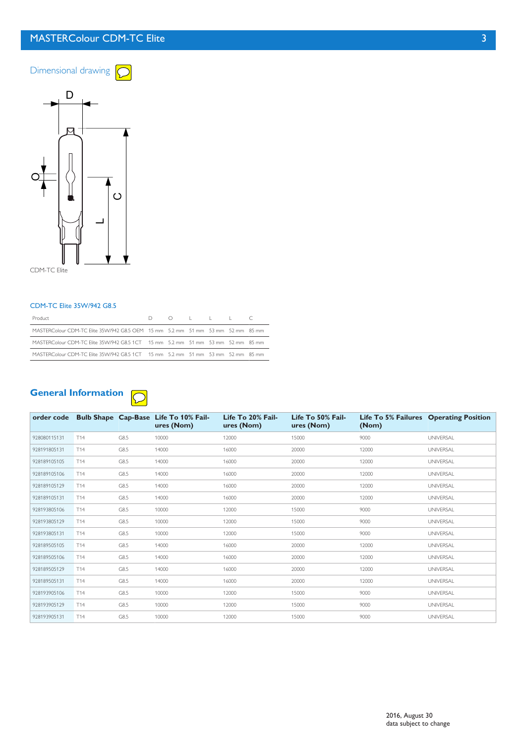## Dimensional drawing

CDM-TC Elite

### CDM-TC Elite 35W/942 G8.5

| Product | D | O | L | L | L | C |
|---|---|---|---|---|---|---|
| MASTERColour CDM-TC Elite 35W/942 G8.5 OEM | 15 mm | 5.2 mm | 51 mm | 53 mm | 52 mm | 85 mm |
| MASTERColour CDM-TC Elite 35W/942 G8.5 1CT | 15 mm | 5.2 mm | 51 mm | 53 mm | 52 mm | 85 mm |
| MASTERColour CDM-TC Elite 35W/942 G8.5 1CT | 15 mm | 5.2 mm | 51 mm | 53 mm | 52 mm | 85 mm |

## General Information

| order code | Bulb Shape | Cap-Base | Life To 10% Failures (Nom) | Life To 20% Failures (Nom) | Life To 50% Failures (Nom) | Life To 5% Failures (Nom) | Operating Position |
|---|---|---|---|---|---|---|---|
| 928080115131 | T14 | G8.5 | 10000 | 12000 | 15000 | 9000 | UNIVERSAL |
| 928191805131 | T14 | G8.5 | 14000 | 16000 | 20000 | 12000 | UNIVERSAL |
| 928189105105 | T14 | G8.5 | 14000 | 16000 | 20000 | 12000 | UNIVERSAL |
| 928189105106 | T14 | G8.5 | 14000 | 16000 | 20000 | 12000 | UNIVERSAL |
| 928189105129 | T14 | G8.5 | 14000 | 16000 | 20000 | 12000 | UNIVERSAL |
| 928189105131 | T14 | G8.5 | 14000 | 16000 | 20000 | 12000 | UNIVERSAL |
| 928193805106 | T14 | G8.5 | 10000 | 12000 | 15000 | 9000 | UNIVERSAL |
| 928193805129 | T14 | G8.5 | 10000 | 12000 | 15000 | 9000 | UNIVERSAL |
| 928193805131 | T14 | G8.5 | 10000 | 12000 | 15000 | 9000 | UNIVERSAL |
| 928189505105 | T14 | G8.5 | 14000 | 16000 | 20000 | 12000 | UNIVERSAL |
| 928189505106 | T14 | G8.5 | 14000 | 16000 | 20000 | 12000 | UNIVERSAL |
| 928189505129 | T14 | G8.5 | 14000 | 16000 | 20000 | 12000 | UNIVERSAL |
| 928189505131 | T14 | G8.5 | 14000 | 16000 | 20000 | 12000 | UNIVERSAL |
| 928193905106 | T14 | G8.5 | 10000 | 12000 | 15000 | 9000 | UNIVERSAL |
| 928193905129 | T14 | G8.5 | 10000 | 12000 | 15000 | 9000 | UNIVERSAL |
| 928193905131 | T14 | G8.5 | 10000 | 12000 | 15000 | 9000 | UNIVERSAL |

2016, August 30
data subject to change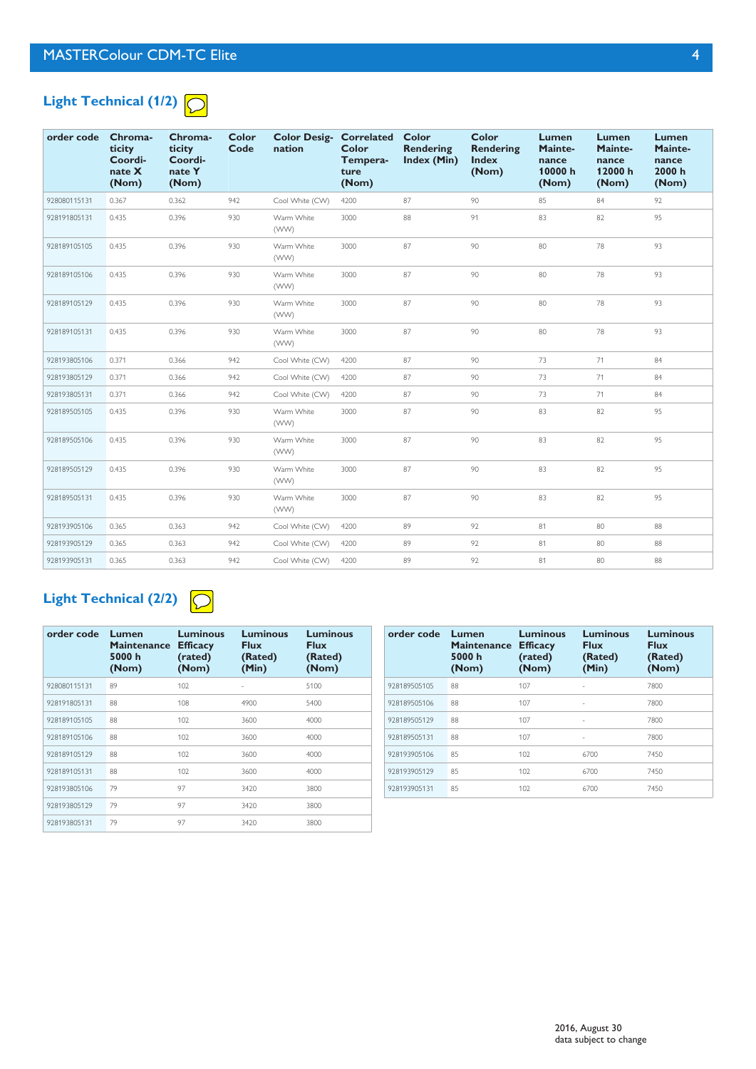## Light Technical (1/2)

| order code | Chromaticity Coordinate X (Nom) | Chromaticity Coordinate Y (Nom) | Color Code | Color Designation | Correlated Color Temperature (Nom) | Color Rendering Index (Min) | Color Rendering Index (Nom) | Lumen Maintenance 10000 h (Nom) | Lumen Maintenance 12000 h (Nom) | Lumen Maintenance 2000 h (Nom) |
|---|---|---|---|---|---|---|---|---|---|---|
| 928080115131 | 0.367 | 0.362 | 942 | Cool White (CW) | 4200 | 87 | 90 | 85 | 84 | 92 |
| 928191805131 | 0.435 | 0.396 | 930 | Warm White (WW) | 3000 | 88 | 91 | 83 | 82 | 95 |
| 928189105105 | 0.435 | 0.396 | 930 | Warm White (WW) | 3000 | 87 | 90 | 80 | 78 | 93 |
| 928189105106 | 0.435 | 0.396 | 930 | Warm White (WW) | 3000 | 87 | 90 | 80 | 78 | 93 |
| 928189105129 | 0.435 | 0.396 | 930 | Warm White (WW) | 3000 | 87 | 90 | 80 | 78 | 93 |
| 928189105131 | 0.435 | 0.396 | 930 | Warm White (WW) | 3000 | 87 | 90 | 80 | 78 | 93 |
| 928193805106 | 0.371 | 0.366 | 942 | Cool White (CW) | 4200 | 87 | 90 | 73 | 71 | 84 |
| 928193805129 | 0.371 | 0.366 | 942 | Cool White (CW) | 4200 | 87 | 90 | 73 | 71 | 84 |
| 928193805131 | 0.371 | 0.366 | 942 | Cool White (CW) | 4200 | 87 | 90 | 73 | 71 | 84 |
| 928189505105 | 0.435 | 0.396 | 930 | Warm White (WW) | 3000 | 87 | 90 | 83 | 82 | 95 |
| 928189505106 | 0.435 | 0.396 | 930 | Warm White (WW) | 3000 | 87 | 90 | 83 | 82 | 95 |
| 928189505129 | 0.435 | 0.396 | 930 | Warm White (WW) | 3000 | 87 | 90 | 83 | 82 | 95 |
| 928189505131 | 0.435 | 0.396 | 930 | Warm White (WW) | 3000 | 87 | 90 | 83 | 82 | 95 |
| 928193905106 | 0.365 | 0.363 | 942 | Cool White (CW) | 4200 | 89 | 92 | 81 | 80 | 88 |
| 928193905129 | 0.365 | 0.363 | 942 | Cool White (CW) | 4200 | 89 | 92 | 81 | 80 | 88 |
| 928193905131 | 0.365 | 0.363 | 942 | Cool White (CW) | 4200 | 89 | 92 | 81 | 80 | 88 |

## Light Technical (2/2)

| order code | Lumen Maintenance 5000 h (Nom) | Luminous Efficacy (rated) (Nom) | Luminous Flux (Rated) (Min) | Luminous Flux (Rated) (Nom) |
|---|---|---|---|---|
| 928080115131 | 89 | 102 | - | 5100 |
| 928191805131 | 88 | 108 | 4900 | 5400 |
| 928189105105 | 88 | 102 | 3600 | 4000 |
| 928189105106 | 88 | 102 | 3600 | 4000 |
| 928189105129 | 88 | 102 | 3600 | 4000 |
| 928189105131 | 88 | 102 | 3600 | 4000 |
| 928193805106 | 79 | 97 | 3420 | 3800 |
| 928193805129 | 79 | 97 | 3420 | 3800 |
| 928193805131 | 79 | 97 | 3420 | 3800 |
| 928189505105 | 88 | 107 | - | 7800 |
| 928189505106 | 88 | 107 | - | 7800 |
| 928189505129 | 88 | 107 | - | 7800 |
| 928189505131 | 88 | 107 | - | 7800 |
| 928193905106 | 85 | 102 | 6700 | 7450 |
| 928193905129 | 85 | 102 | 6700 | 7450 |
| 928193905131 | 85 | 102 | 6700 | 7450 |

2016, August 30
data subject to change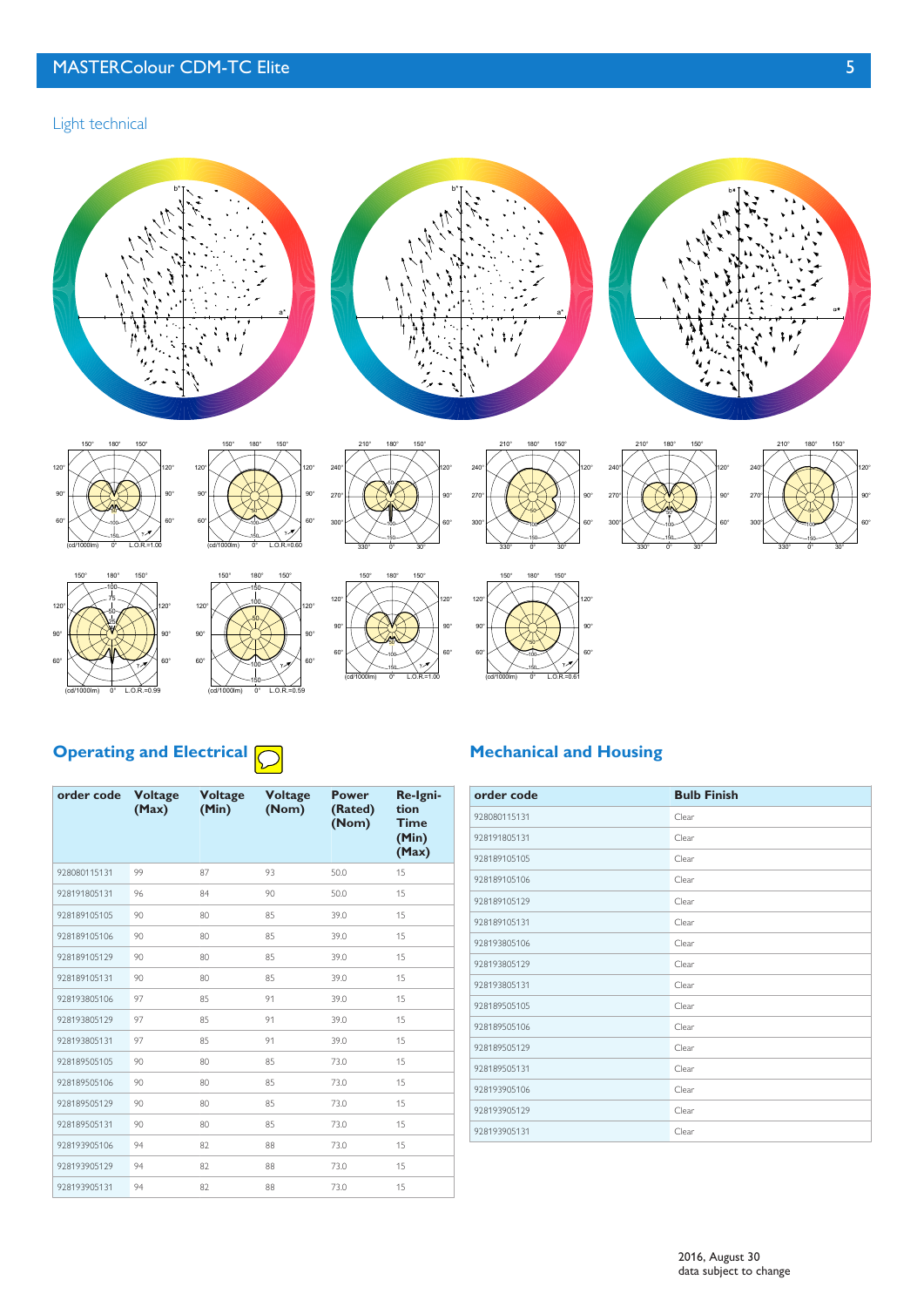## Light technical

## Operating and Electrical

| order code | Voltage (Max) | Voltage (Min) | Voltage (Nom) | Power (Rated) (Nom) | Re-Igni-tion Time (Min) (Max) |
|---|---|---|---|---|---|
| 928080115131 | 99 | 87 | 93 | 50.0 | 15 |
| 928191805131 | 96 | 84 | 90 | 50.0 | 15 |
| 928189105105 | 90 | 80 | 85 | 39.0 | 15 |
| 928189105106 | 90 | 80 | 85 | 39.0 | 15 |
| 928189105129 | 90 | 80 | 85 | 39.0 | 15 |
| 928189105131 | 90 | 80 | 85 | 39.0 | 15 |
| 928193805106 | 97 | 85 | 91 | 39.0 | 15 |
| 928193805129 | 97 | 85 | 91 | 39.0 | 15 |
| 928193805131 | 97 | 85 | 91 | 39.0 | 15 |
| 928189505105 | 90 | 80 | 85 | 73.0 | 15 |
| 928189505106 | 90 | 80 | 85 | 73.0 | 15 |
| 928189505129 | 90 | 80 | 85 | 73.0 | 15 |
| 928189505131 | 90 | 80 | 85 | 73.0 | 15 |
| 928193905106 | 94 | 82 | 88 | 73.0 | 15 |
| 928193905129 | 94 | 82 | 88 | 73.0 | 15 |
| 928193905131 | 94 | 82 | 88 | 73.0 | 15 |

## Mechanical and Housing

| order code | Bulb Finish |
|---|---|
| 928080115131 | Clear |
| 928191805131 | Clear |
| 928189105105 | Clear |
| 928189105106 | Clear |
| 928189105129 | Clear |
| 928189105131 | Clear |
| 928193805106 | Clear |
| 928193805129 | Clear |
| 928193805131 | Clear |
| 928189505105 | Clear |
| 928189505106 | Clear |
| 928189505129 | Clear |
| 928189505131 | Clear |
| 928193905106 | Clear |
| 928193905129 | Clear |
| 928193905131 | Clear |

2016, August 30
data subject to change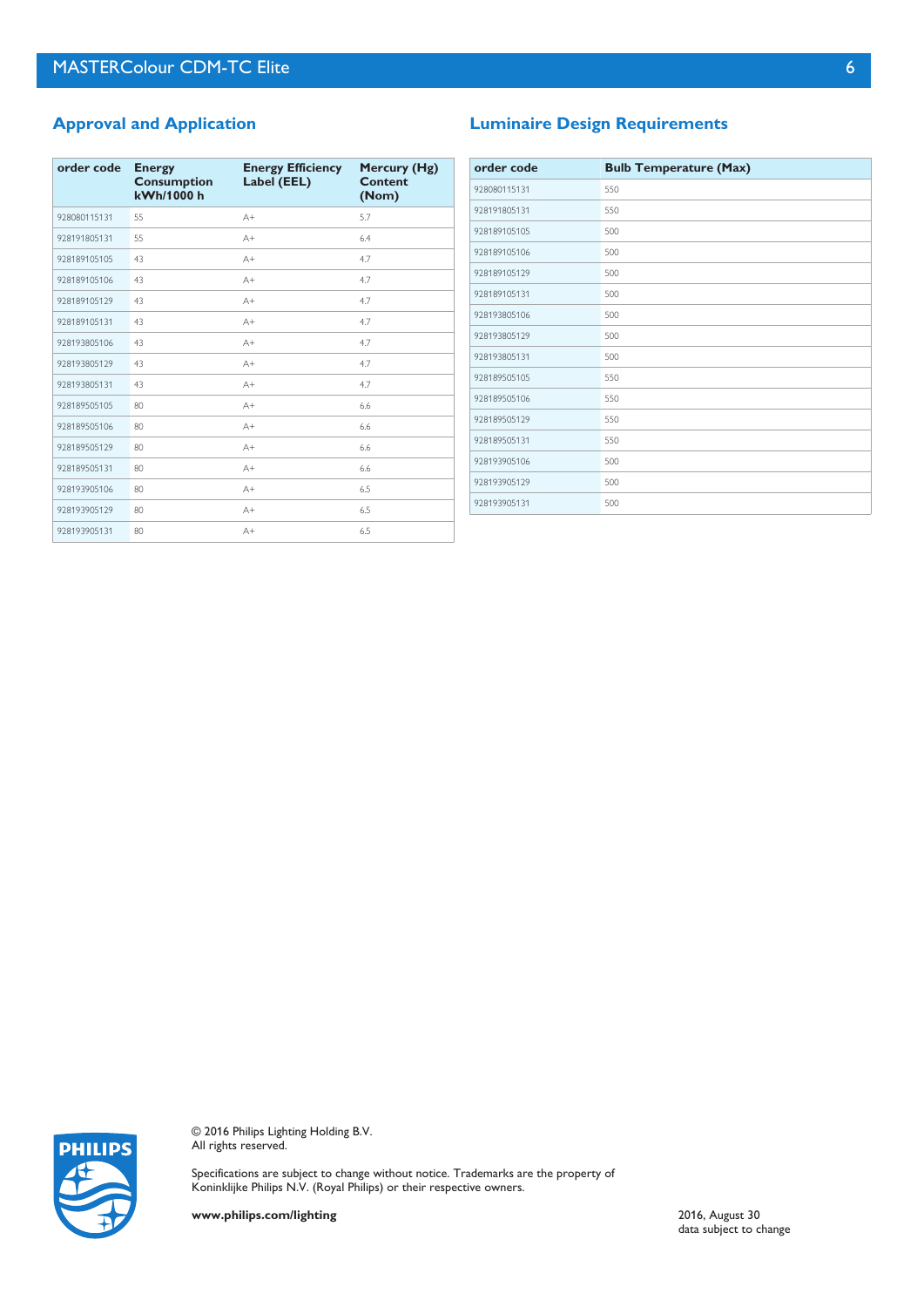## Approval and Application

| order code | Energy Consumption kWh/1000 h | Energy Efficiency Label (EEL) | Mercury (Hg) Content (Nom) |
|---|---|---|---|
| 928080115131 | 55 | A+ | 5.7 |
| 928191805131 | 55 | A+ | 6.4 |
| 928189105105 | 43 | A+ | 4.7 |
| 928189105106 | 43 | A+ | 4.7 |
| 928189105129 | 43 | A+ | 4.7 |
| 928189105131 | 43 | A+ | 4.7 |
| 928193805106 | 43 | A+ | 4.7 |
| 928193805129 | 43 | A+ | 4.7 |
| 928193805131 | 43 | A+ | 4.7 |
| 928189505105 | 80 | A+ | 6.6 |
| 928189505106 | 80 | A+ | 6.6 |
| 928189505129 | 80 | A+ | 6.6 |
| 928189505131 | 80 | A+ | 6.6 |
| 928193905106 | 80 | A+ | 6.5 |
| 928193905129 | 80 | A+ | 6.5 |
| 928193905131 | 80 | A+ | 6.5 |

## Luminaire Design Requirements

| order code | Bulb Temperature (Max) |
|---|---|
| 928080115131 | 550 |
| 928191805131 | 550 |
| 928189105105 | 500 |
| 928189105106 | 500 |
| 928189105129 | 500 |
| 928189105131 | 500 |
| 928193805106 | 500 |
| 928193805129 | 500 |
| 928193805131 | 500 |
| 928189505105 | 550 |
| 928189505106 | 550 |
| 928189505129 | 550 |
| 928189505131 | 550 |
| 928193905106 | 500 |
| 928193905129 | 500 |
| 928193905131 | 500 |

© 2016 Philips Lighting Holding B.V.
All rights reserved.

Specifications are subject to change without notice. Trademarks are the property of Koninklijke Philips N.V. (Royal Philips) or their respective owners.

**www.philips.com/lighting**

2016, August 30
data subject to change